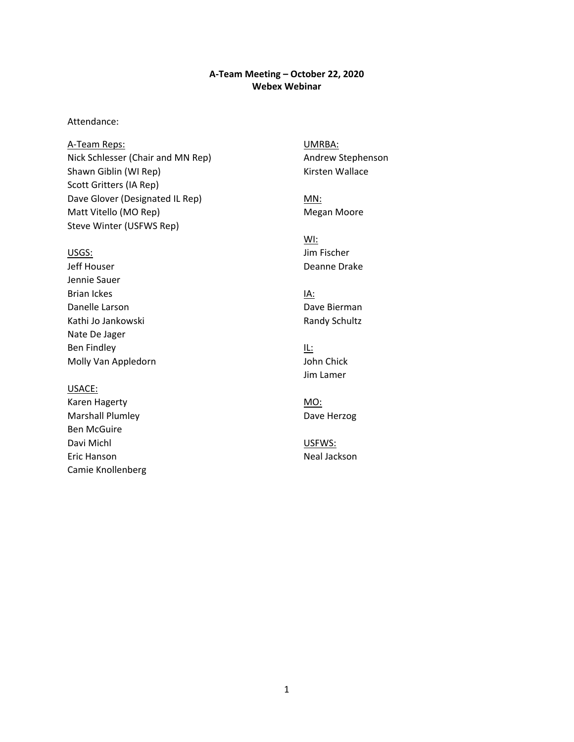**A-Team Meeting – October 22, 2020**
**Webex Webinar**

Attendance:

A-Team Reps:
Nick Schlesser (Chair and MN Rep)
Shawn Giblin (WI Rep)
Scott Gritters (IA Rep)
Dave Glover (Designated IL Rep)
Matt Vitello (MO Rep)
Steve Winter (USFWS Rep)

USGS:
Jeff Houser
Jennie Sauer
Brian Ickes
Danelle Larson
Kathi Jo Jankowski
Nate De Jager
Ben Findley
Molly Van Appledorn

USACE:
Karen Hagerty
Marshall Plumley
Ben McGuire
Davi Michl
Eric Hanson
Camie Knollenberg

UMRBA:
Andrew Stephenson
Kirsten Wallace

MN:
Megan Moore

WI:
Jim Fischer
Deanne Drake

IA:
Dave Bierman
Randy Schultz

IL:
John Chick
Jim Lamer

MO:
Dave Herzog

USFWS:
Neal Jackson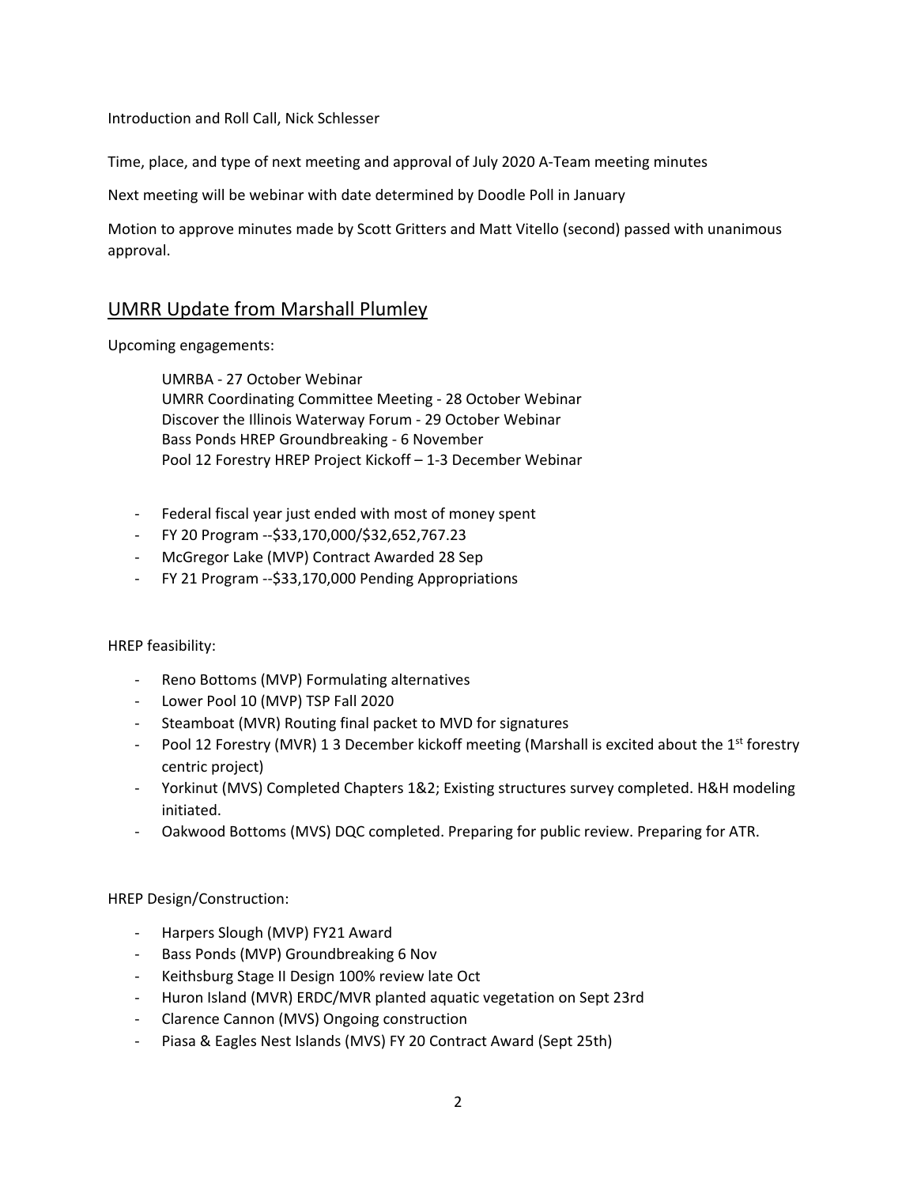Introduction and Roll Call, Nick Schlesser

Time, place, and type of next meeting and approval of July 2020 A-Team meeting minutes

Next meeting will be webinar with date determined by Doodle Poll in January

Motion to approve minutes made by Scott Gritters and Matt Vitello (second) passed with unanimous approval.

## UMRR Update from Marshall Plumley

Upcoming engagements:

UMRBA - 27 October Webinar
UMRR Coordinating Committee Meeting - 28 October Webinar
Discover the Illinois Waterway Forum - 29 October Webinar
Bass Ponds HREP Groundbreaking - 6 November
Pool 12 Forestry HREP Project Kickoff – 1-3 December Webinar

- Federal fiscal year just ended with most of money spent
- FY 20 Program --$33,170,000/$32,652,767.23
- McGregor Lake (MVP) Contract Awarded 28 Sep
- FY 21 Program --$33,170,000 Pending Appropriations

HREP feasibility:

- Reno Bottoms (MVP) Formulating alternatives
- Lower Pool 10 (MVP) TSP Fall 2020
- Steamboat (MVR) Routing final packet to MVD for signatures
- Pool 12 Forestry (MVR) 1 3 December kickoff meeting (Marshall is excited about the 1st forestry centric project)
- Yorkinut (MVS) Completed Chapters 1&2; Existing structures survey completed. H&H modeling initiated.
- Oakwood Bottoms (MVS) DQC completed. Preparing for public review. Preparing for ATR.

HREP Design/Construction:

- Harpers Slough (MVP) FY21 Award
- Bass Ponds (MVP) Groundbreaking 6 Nov
- Keithsburg Stage II Design 100% review late Oct
- Huron Island (MVR) ERDC/MVR planted aquatic vegetation on Sept 23rd
- Clarence Cannon (MVS) Ongoing construction
- Piasa & Eagles Nest Islands (MVS) FY 20 Contract Award (Sept 25th)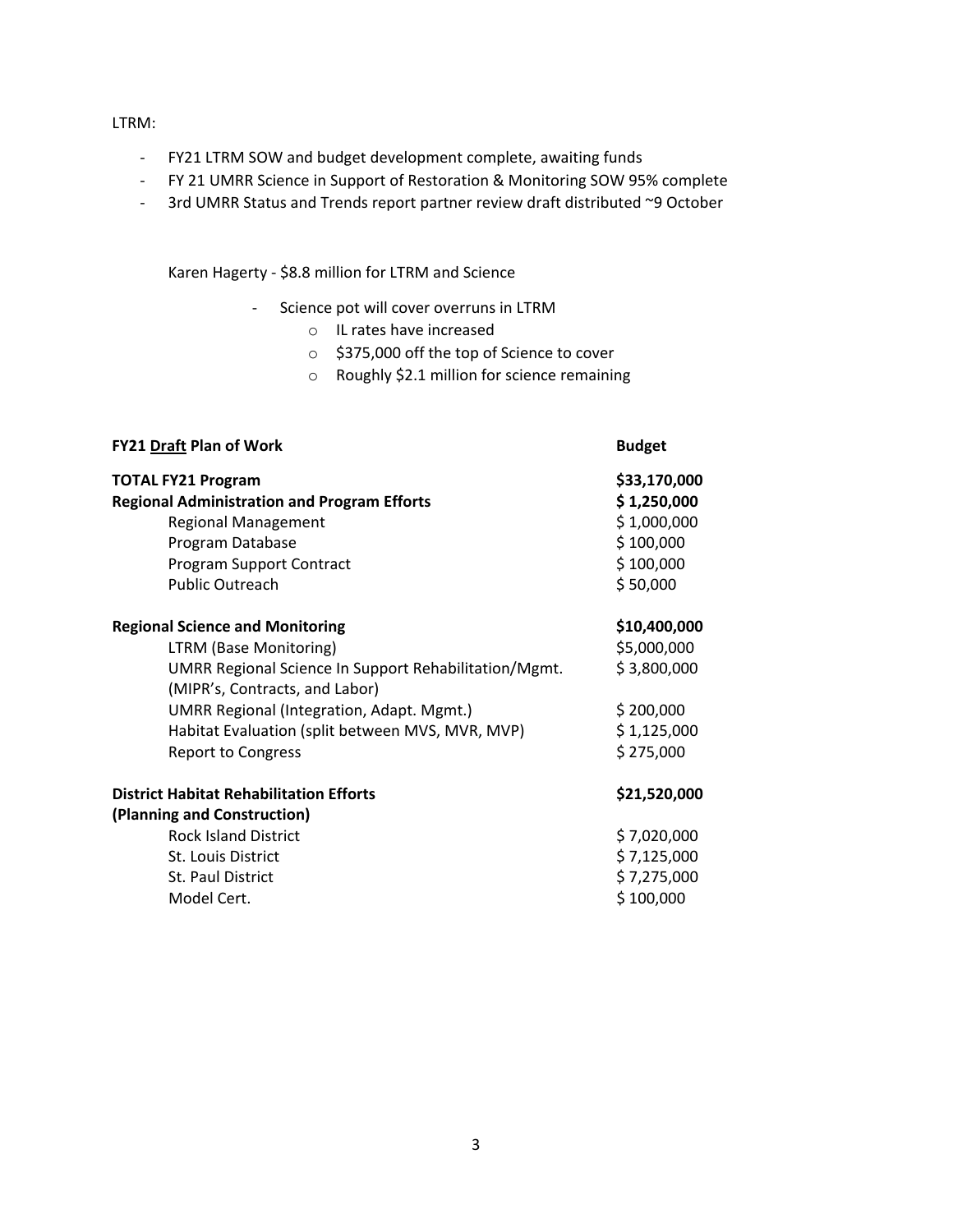LTRM:

- FY21 LTRM SOW and budget development complete, awaiting funds
- FY 21 UMRR Science in Support of Restoration & Monitoring SOW 95% complete
- 3rd UMRR Status and Trends report partner review draft distributed ~9 October

Karen Hagerty - $8.8 million for LTRM and Science

- Science pot will cover overruns in LTRM
    - IL rates have increased
    - $375,000 off the top of Science to cover
    - Roughly $2.1 million for science remaining

| **FY21 Draft Plan of Work** | **Budget** |
| --- | --- |
| **TOTAL FY21 Program** | **$33,170,000** |
| **Regional Administration and Program Efforts** | **$ 1,250,000** |
| Regional Management | $ 1,000,000 |
| Program Database | $ 100,000 |
| Program Support Contract | $ 100,000 |
| Public Outreach | $ 50,000 |
| **Regional Science and Monitoring** | **$10,400,000** |
| LTRM (Base Monitoring) | $5,000,000 |
| UMRR Regional Science In Support Rehabilitation/Mgmt. (MIPR's, Contracts, and Labor) | $ 3,800,000 |
| UMRR Regional (Integration, Adapt. Mgmt.) | $ 200,000 |
| Habitat Evaluation (split between MVS, MVR, MVP) | $ 1,125,000 |
| Report to Congress | $ 275,000 |
| **District Habitat Rehabilitation Efforts (Planning and Construction)** | **$21,520,000** |
| Rock Island District | $ 7,020,000 |
| St. Louis District | $ 7,125,000 |
| St. Paul District | $ 7,275,000 |
| Model Cert. | $ 100,000 |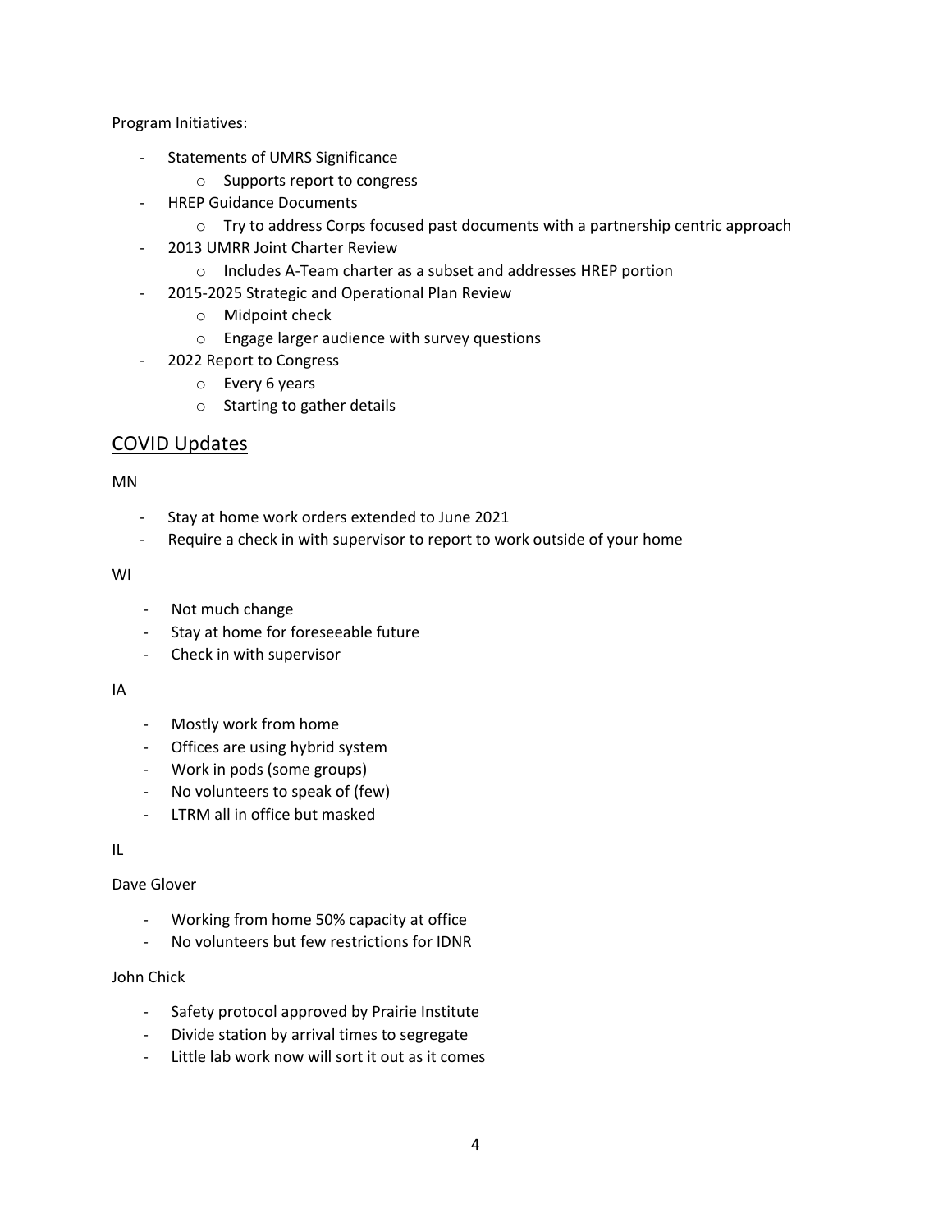Program Initiatives:

- Statements of UMRS Significance
  - Supports report to congress
- HREP Guidance Documents
  - Try to address Corps focused past documents with a partnership centric approach
- 2013 UMRR Joint Charter Review
  - Includes A-Team charter as a subset and addresses HREP portion
- 2015-2025 Strategic and Operational Plan Review
  - Midpoint check
  - Engage larger audience with survey questions
- 2022 Report to Congress
  - Every 6 years
  - Starting to gather details

## COVID Updates

MN

- Stay at home work orders extended to June 2021
- Require a check in with supervisor to report to work outside of your home

WI

- Not much change
- Stay at home for foreseeable future
- Check in with supervisor

IA

- Mostly work from home
- Offices are using hybrid system
- Work in pods (some groups)
- No volunteers to speak of (few)
- LTRM all in office but masked

IL

Dave Glover

- Working from home 50% capacity at office
- No volunteers but few restrictions for IDNR

John Chick

- Safety protocol approved by Prairie Institute
- Divide station by arrival times to segregate
- Little lab work now will sort it out as it comes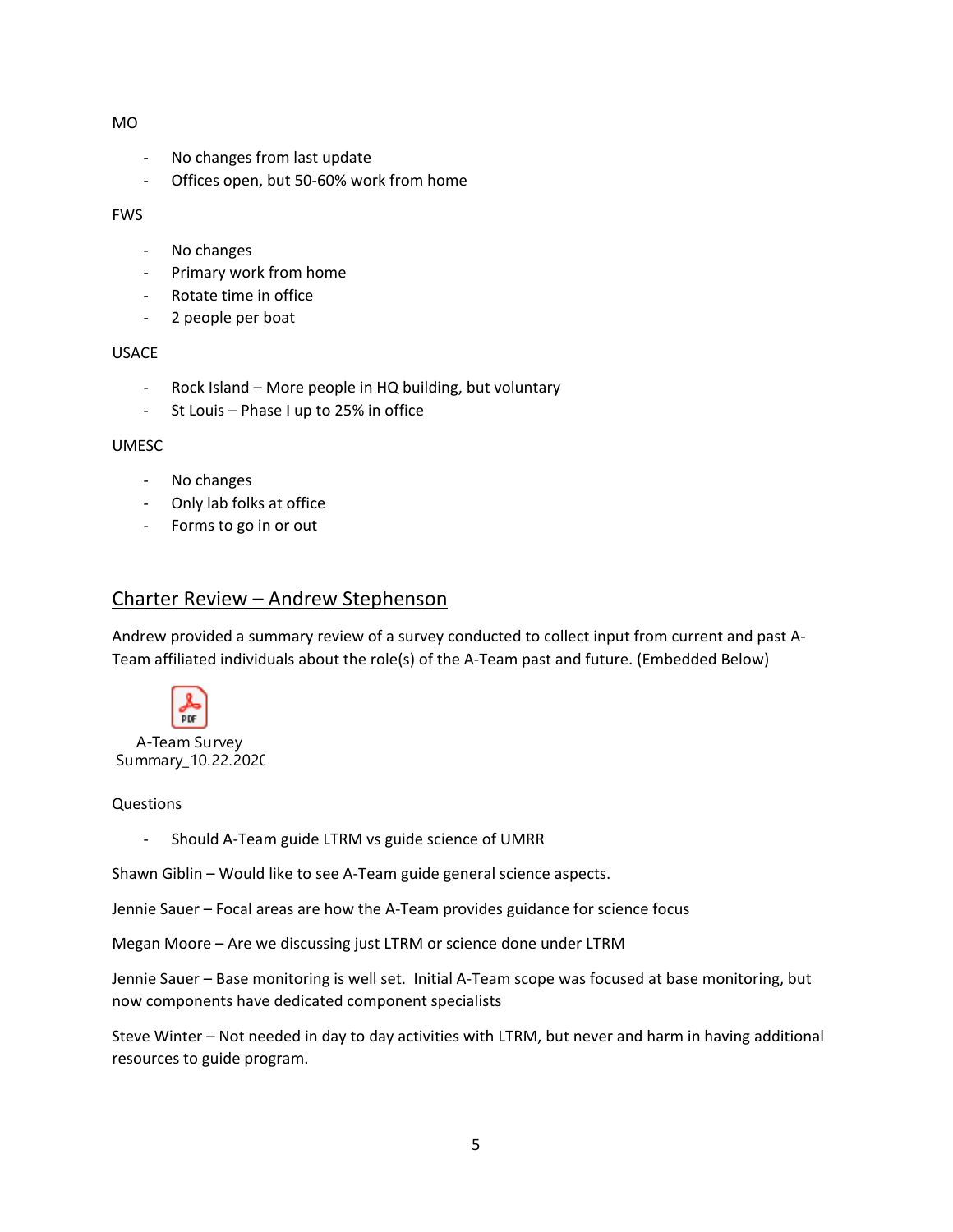MO

- No changes from last update
- Offices open, but 50-60% work from home

FWS

- No changes
- Primary work from home
- Rotate time in office
- 2 people per boat

USACE

- Rock Island – More people in HQ building, but voluntary
- St Louis – Phase I up to 25% in office

UMESC

- No changes
- Only lab folks at office
- Forms to go in or out

## Charter Review – Andrew Stephenson

Andrew provided a summary review of a survey conducted to collect input from current and past A-Team affiliated individuals about the role(s) of the A-Team past and future. (Embedded Below)

A-Team Survey Summary_10.22.202(

Questions

- Should A-Team guide LTRM vs guide science of UMRR

Shawn Giblin – Would like to see A-Team guide general science aspects.

Jennie Sauer – Focal areas are how the A-Team provides guidance for science focus

Megan Moore – Are we discussing just LTRM or science done under LTRM

Jennie Sauer – Base monitoring is well set. Initial A-Team scope was focused at base monitoring, but now components have dedicated component specialists

Steve Winter – Not needed in day to day activities with LTRM, but never and harm in having additional resources to guide program.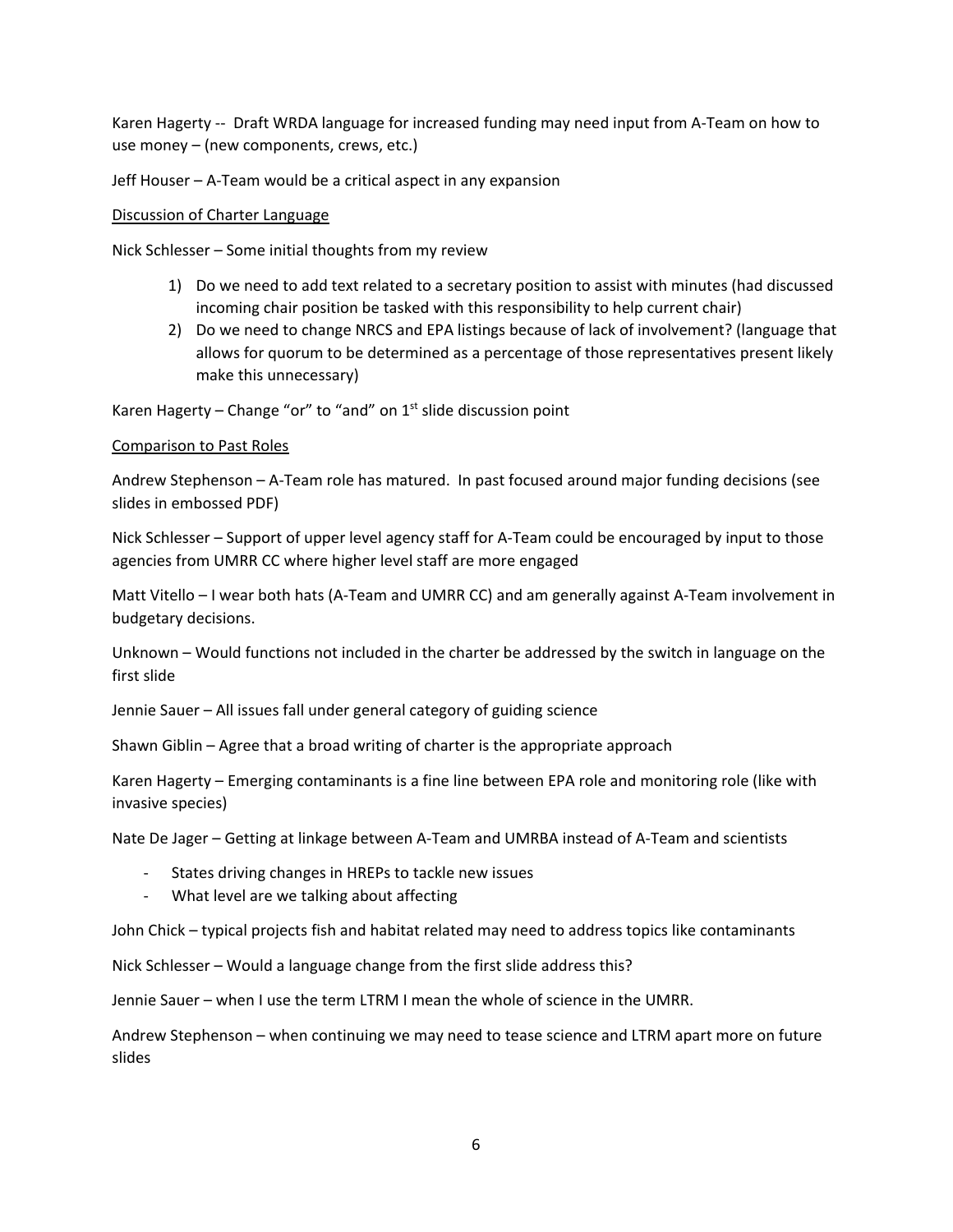Karen Hagerty -- Draft WRDA language for increased funding may need input from A-Team on how to use money – (new components, crews, etc.)

Jeff Houser – A-Team would be a critical aspect in any expansion

<u>Discussion of Charter Language</u>

Nick Schlesser – Some initial thoughts from my review

1) Do we need to add text related to a secretary position to assist with minutes (had discussed incoming chair position be tasked with this responsibility to help current chair)
2) Do we need to change NRCS and EPA listings because of lack of involvement? (language that allows for quorum to be determined as a percentage of those representatives present likely make this unnecessary)

Karen Hagerty – Change "or" to "and" on 1st slide discussion point

<u>Comparison to Past Roles</u>

Andrew Stephenson – A-Team role has matured. In past focused around major funding decisions (see slides in embossed PDF)

Nick Schlesser – Support of upper level agency staff for A-Team could be encouraged by input to those agencies from UMRR CC where higher level staff are more engaged

Matt Vitello – I wear both hats (A-Team and UMRR CC) and am generally against A-Team involvement in budgetary decisions.

Unknown – Would functions not included in the charter be addressed by the switch in language on the first slide

Jennie Sauer – All issues fall under general category of guiding science

Shawn Giblin – Agree that a broad writing of charter is the appropriate approach

Karen Hagerty – Emerging contaminants is a fine line between EPA role and monitoring role (like with invasive species)

Nate De Jager – Getting at linkage between A-Team and UMRBA instead of A-Team and scientists

- States driving changes in HREPs to tackle new issues
- What level are we talking about affecting

John Chick – typical projects fish and habitat related may need to address topics like contaminants

Nick Schlesser – Would a language change from the first slide address this?

Jennie Sauer – when I use the term LTRM I mean the whole of science in the UMRR.

Andrew Stephenson – when continuing we may need to tease science and LTRM apart more on future slides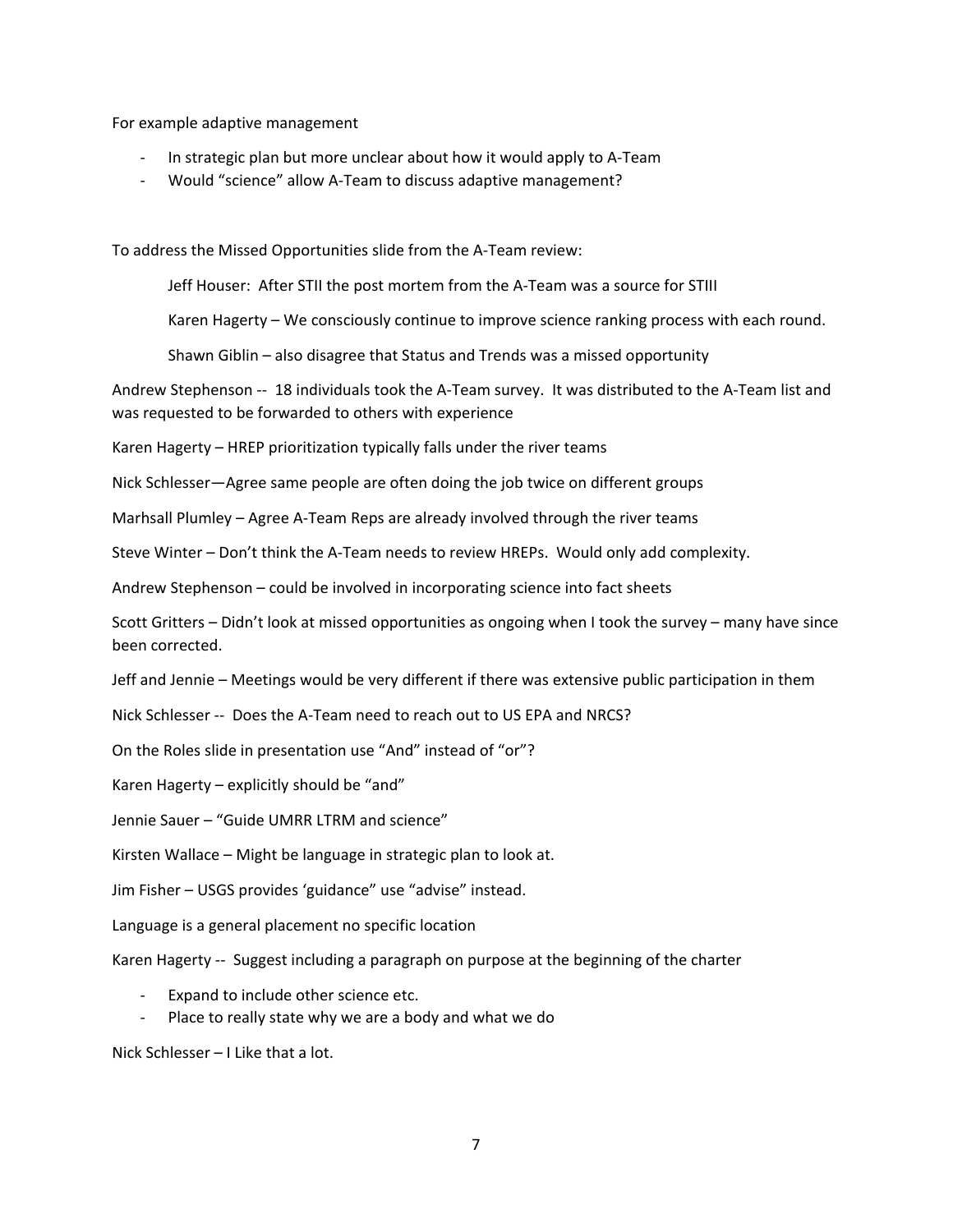For example adaptive management

- In strategic plan but more unclear about how it would apply to A-Team
- Would “science” allow A-Team to discuss adaptive management?

To address the Missed Opportunities slide from the A-Team review:

> Jeff Houser: After STII the post mortem from the A-Team was a source for STIII
>
> Karen Hagerty – We consciously continue to improve science ranking process with each round.
>
> Shawn Giblin – also disagree that Status and Trends was a missed opportunity

Andrew Stephenson -- 18 individuals took the A-Team survey. It was distributed to the A-Team list and was requested to be forwarded to others with experience

Karen Hagerty – HREP prioritization typically falls under the river teams

Nick Schlesser—Agree same people are often doing the job twice on different groups

Marhsall Plumley – Agree A-Team Reps are already involved through the river teams

Steve Winter – Don’t think the A-Team needs to review HREPs. Would only add complexity.

Andrew Stephenson – could be involved in incorporating science into fact sheets

Scott Gritters – Didn’t look at missed opportunities as ongoing when I took the survey – many have since been corrected.

Jeff and Jennie – Meetings would be very different if there was extensive public participation in them

Nick Schlesser -- Does the A-Team need to reach out to US EPA and NRCS?

On the Roles slide in presentation use “And” instead of “or”?

Karen Hagerty – explicitly should be “and”

Jennie Sauer – “Guide UMRR LTRM and science”

Kirsten Wallace – Might be language in strategic plan to look at.

Jim Fisher – USGS provides ‘guidance” use “advise” instead.

Language is a general placement no specific location

Karen Hagerty -- Suggest including a paragraph on purpose at the beginning of the charter

- Expand to include other science etc.
- Place to really state why we are a body and what we do

Nick Schlesser – I Like that a lot.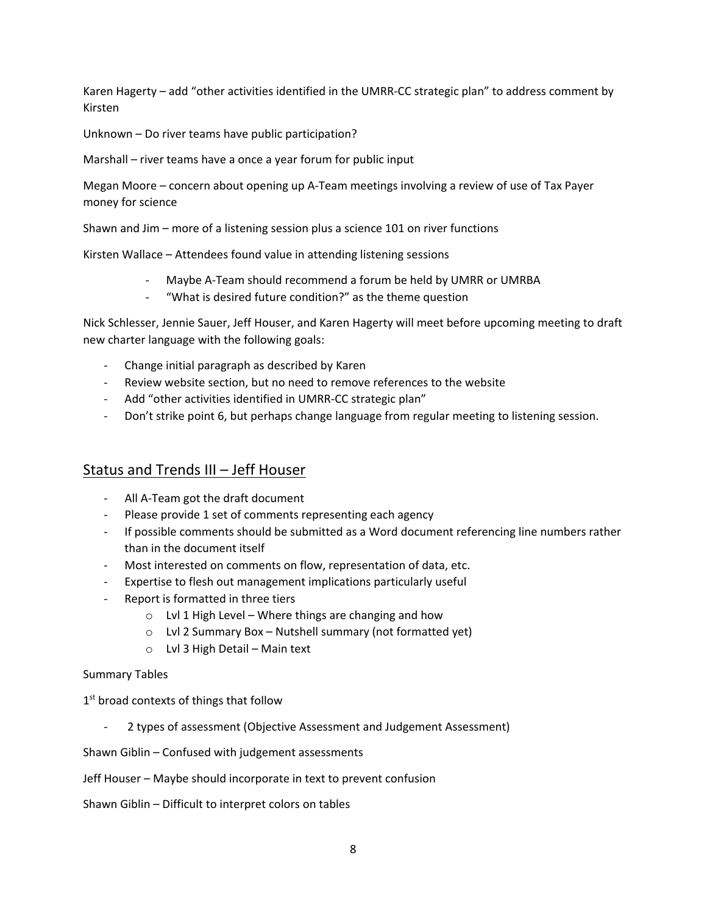Karen Hagerty – add "other activities identified in the UMRR-CC strategic plan" to address comment by Kirsten

Unknown – Do river teams have public participation?

Marshall – river teams have a once a year forum for public input

Megan Moore – concern about opening up A-Team meetings involving a review of use of Tax Payer money for science

Shawn and Jim – more of a listening session plus a science 101 on river functions

Kirsten Wallace – Attendees found value in attending listening sessions

- Maybe A-Team should recommend a forum be held by UMRR or UMRBA
- "What is desired future condition?" as the theme question

Nick Schlesser, Jennie Sauer, Jeff Houser, and Karen Hagerty will meet before upcoming meeting to draft new charter language with the following goals:

- Change initial paragraph as described by Karen
- Review website section, but no need to remove references to the website
- Add "other activities identified in UMRR-CC strategic plan"
- Don't strike point 6, but perhaps change language from regular meeting to listening session.

## Status and Trends III – Jeff Houser

- All A-Team got the draft document
- Please provide 1 set of comments representing each agency
- If possible comments should be submitted as a Word document referencing line numbers rather than in the document itself
- Most interested on comments on flow, representation of data, etc.
- Expertise to flesh out management implications particularly useful
- Report is formatted in three tiers
  - Lvl 1 High Level – Where things are changing and how
  - Lvl 2 Summary Box – Nutshell summary (not formatted yet)
  - Lvl 3 High Detail – Main text

Summary Tables

1st broad contexts of things that follow

- 2 types of assessment (Objective Assessment and Judgement Assessment)

Shawn Giblin – Confused with judgement assessments

Jeff Houser – Maybe should incorporate in text to prevent confusion

Shawn Giblin – Difficult to interpret colors on tables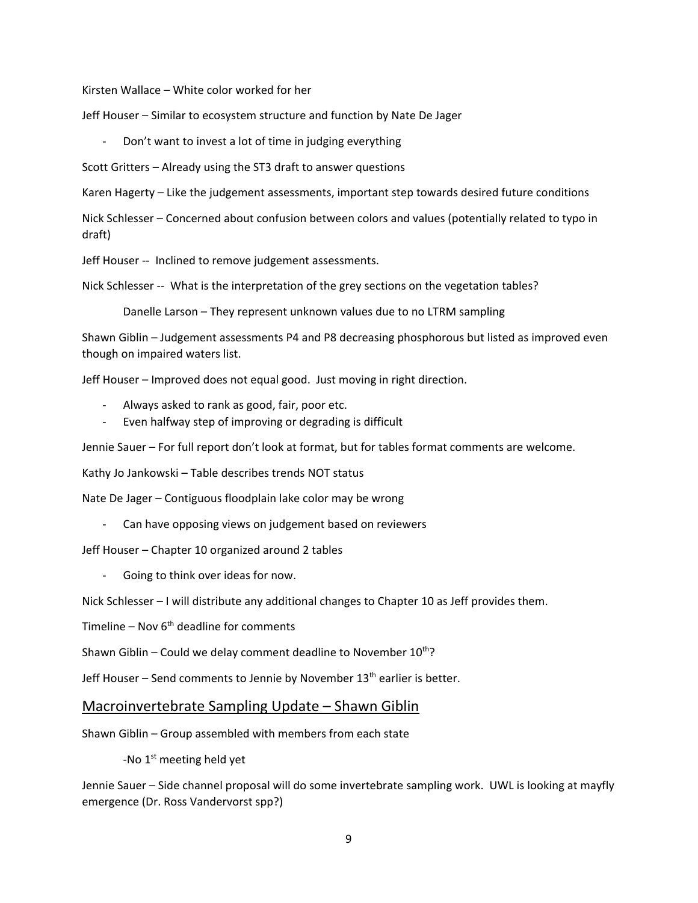Kirsten Wallace – White color worked for her

Jeff Houser – Similar to ecosystem structure and function by Nate De Jager

- Don't want to invest a lot of time in judging everything

Scott Gritters – Already using the ST3 draft to answer questions

Karen Hagerty – Like the judgement assessments, important step towards desired future conditions

Nick Schlesser – Concerned about confusion between colors and values (potentially related to typo in draft)

Jeff Houser -- Inclined to remove judgement assessments.

Nick Schlesser -- What is the interpretation of the grey sections on the vegetation tables?

Danelle Larson – They represent unknown values due to no LTRM sampling

Shawn Giblin – Judgement assessments P4 and P8 decreasing phosphorous but listed as improved even though on impaired waters list.

Jeff Houser – Improved does not equal good. Just moving in right direction.

- Always asked to rank as good, fair, poor etc.
- Even halfway step of improving or degrading is difficult

Jennie Sauer – For full report don't look at format, but for tables format comments are welcome.

Kathy Jo Jankowski – Table describes trends NOT status

Nate De Jager – Contiguous floodplain lake color may be wrong

- Can have opposing views on judgement based on reviewers

Jeff Houser – Chapter 10 organized around 2 tables

- Going to think over ideas for now.

Nick Schlesser – I will distribute any additional changes to Chapter 10 as Jeff provides them.

Timeline – Nov 6th deadline for comments

Shawn Giblin – Could we delay comment deadline to November 10th?

Jeff Houser – Send comments to Jennie by November 13th earlier is better.

## Macroinvertebrate Sampling Update – Shawn Giblin

Shawn Giblin – Group assembled with members from each state

-No 1st meeting held yet

Jennie Sauer – Side channel proposal will do some invertebrate sampling work. UWL is looking at mayfly emergence (Dr. Ross Vandervorst spp?)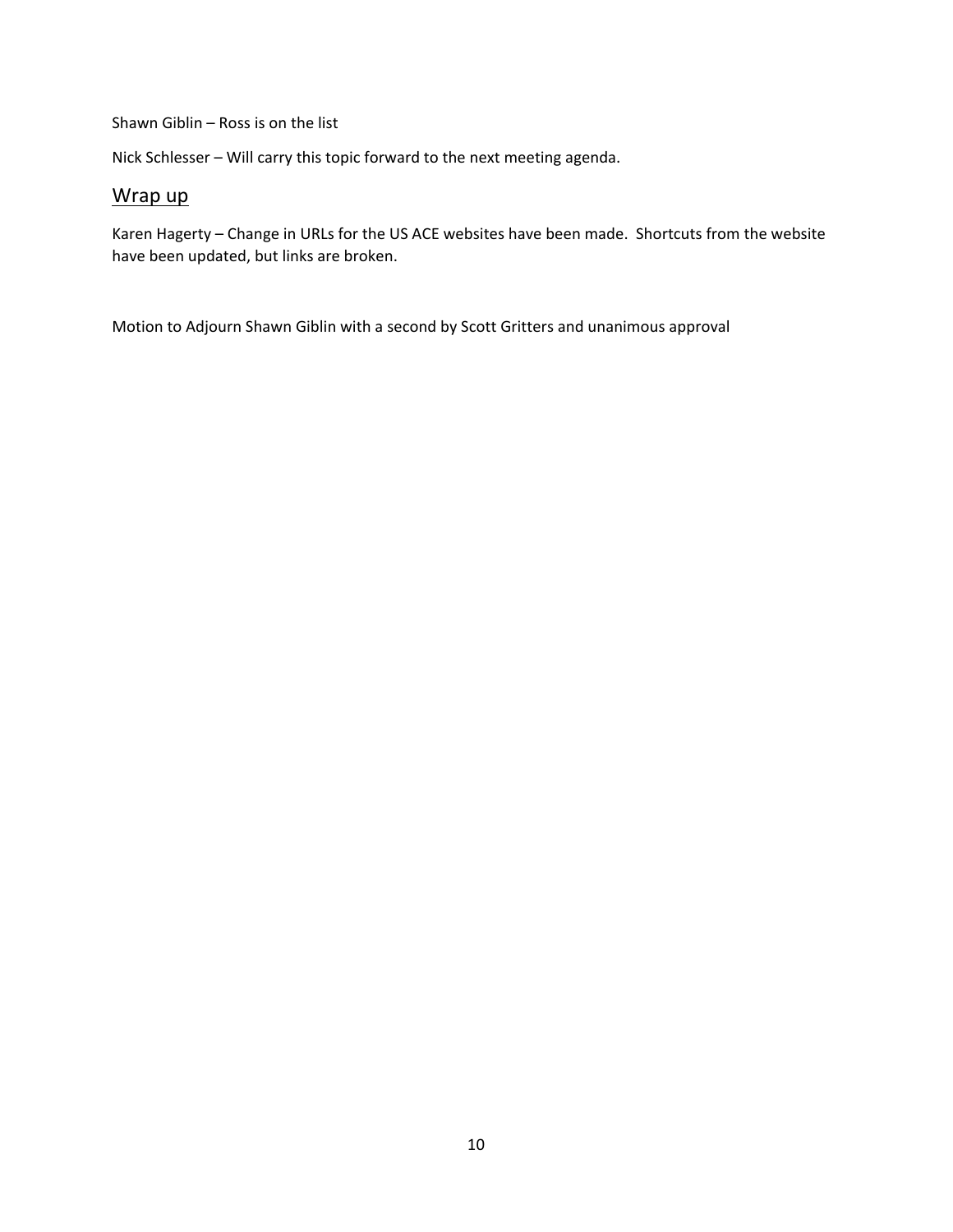Shawn Giblin – Ross is on the list

Nick Schlesser – Will carry this topic forward to the next meeting agenda.

## Wrap up

Karen Hagerty – Change in URLs for the US ACE websites have been made.  Shortcuts from the website have been updated, but links are broken.

Motion to Adjourn Shawn Giblin with a second by Scott Gritters and unanimous approval